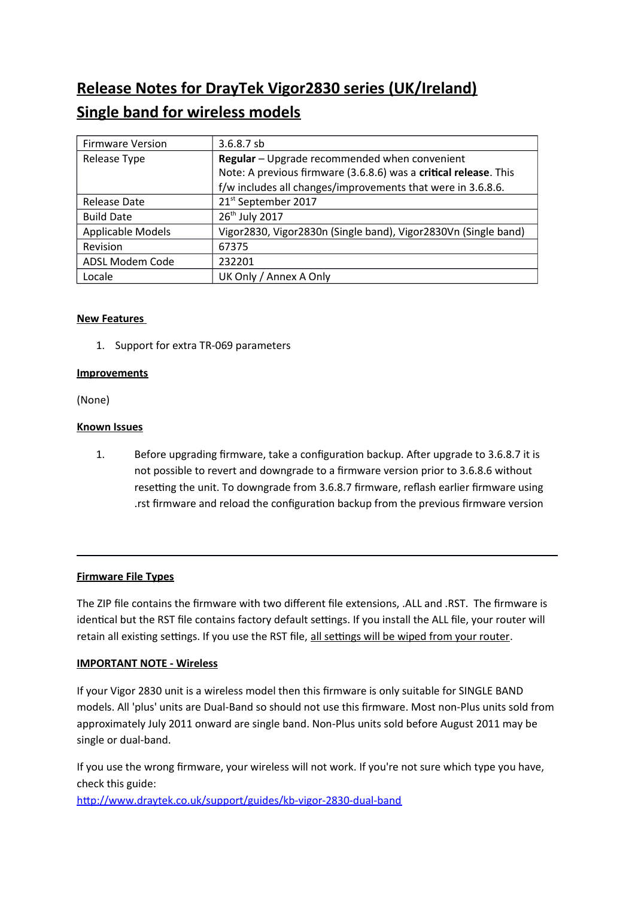# Release Notes for DrayTek Vigor2830 series (UK/Ireland)
# Single band for wireless models

| Firmware Version | 3.6.8.7 sb |
|---|---|
| Release Type | **Regular** – Upgrade recommended when convenient<br>Note: A previous firmware (3.6.8.6) was a **critical release**. This f/w includes all changes/improvements that were in 3.6.8.6. |
| Release Date | 21st September 2017 |
| Build Date | 26th July 2017 |
| Applicable Models | Vigor2830, Vigor2830n (Single band), Vigor2830Vn (Single band) |
| Revision | 67375 |
| ADSL Modem Code | 232201 |
| Locale | UK Only / Annex A Only |

**New Features**

1. Support for extra TR-069 parameters

**Improvements**

(None)

**Known Issues**

1. Before upgrading firmware, take a configuration backup. After upgrade to 3.6.8.7 it is not possible to revert and downgrade to a firmware version prior to 3.6.8.6 without resetting the unit. To downgrade from 3.6.8.7 firmware, reflash earlier firmware using .rst firmware and reload the configuration backup from the previous firmware version

---

**Firmware File Types**

The ZIP file contains the firmware with two different file extensions, .ALL and .RST. The firmware is identical but the RST file contains factory default settings. If you install the ALL file, your router will retain all existing settings. If you use the RST file, all settings will be wiped from your router.

**IMPORTANT NOTE - Wireless**

If your Vigor 2830 unit is a wireless model then this firmware is only suitable for SINGLE BAND models. All 'plus' units are Dual-Band so should not use this firmware. Most non-Plus units sold from approximately July 2011 onward are single band. Non-Plus units sold before August 2011 may be single or dual-band.

If you use the wrong firmware, your wireless will not work. If you're not sure which type you have, check this guide:
http://www.draytek.co.uk/support/guides/kb-vigor-2830-dual-band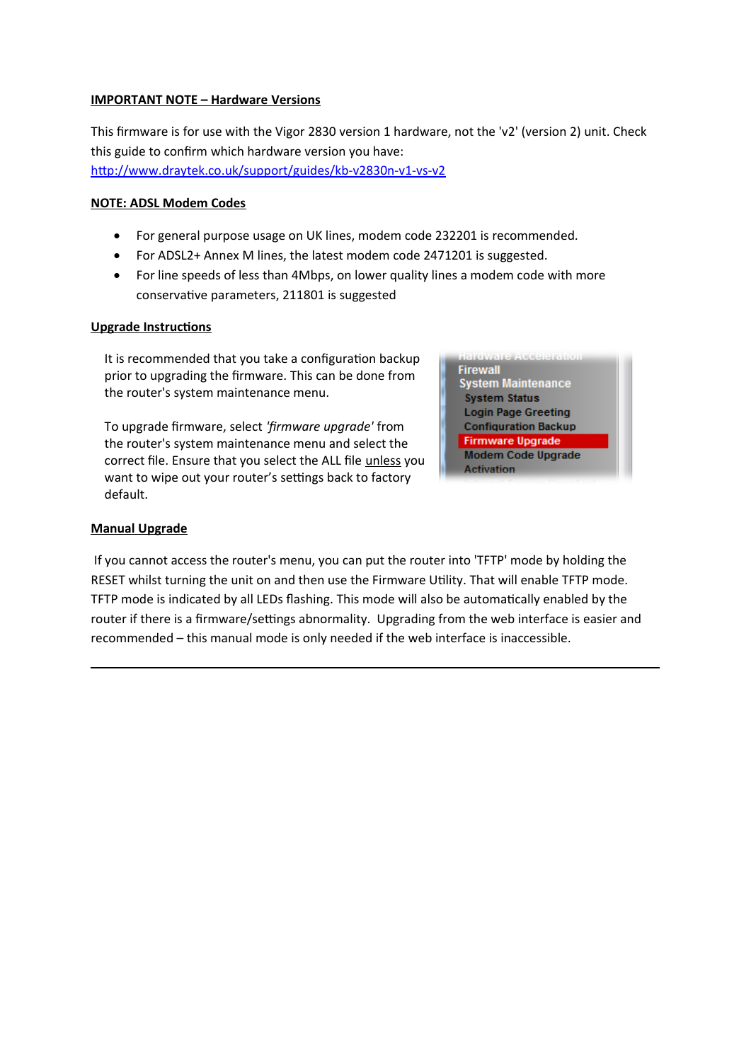**IMPORTANT NOTE – Hardware Versions**

This firmware is for use with the Vigor 2830 version 1 hardware, not the 'v2' (version 2) unit. Check this guide to confirm which hardware version you have:
http://www.draytek.co.uk/support/guides/kb-v2830n-v1-vs-v2

**NOTE: ADSL Modem Codes**

- For general purpose usage on UK lines, modem code 232201 is recommended.
- For ADSL2+ Annex M lines, the latest modem code 2471201 is suggested.
- For line speeds of less than 4Mbps, on lower quality lines a modem code with more conservative parameters, 211801 is suggested

**Upgrade Instructions**

It is recommended that you take a configuration backup prior to upgrading the firmware. This can be done from the router's system maintenance menu.

To upgrade firmware, select *'firmware upgrade'* from the router's system maintenance menu and select the correct file. Ensure that you select the ALL file unless you want to wipe out your router's settings back to factory default.

**Manual Upgrade**

If you cannot access the router's menu, you can put the router into 'TFTP' mode by holding the RESET whilst turning the unit on and then use the Firmware Utility. That will enable TFTP mode. TFTP mode is indicated by all LEDs flashing. This mode will also be automatically enabled by the router if there is a firmware/settings abnormality. Upgrading from the web interface is easier and recommended – this manual mode is only needed if the web interface is inaccessible.

---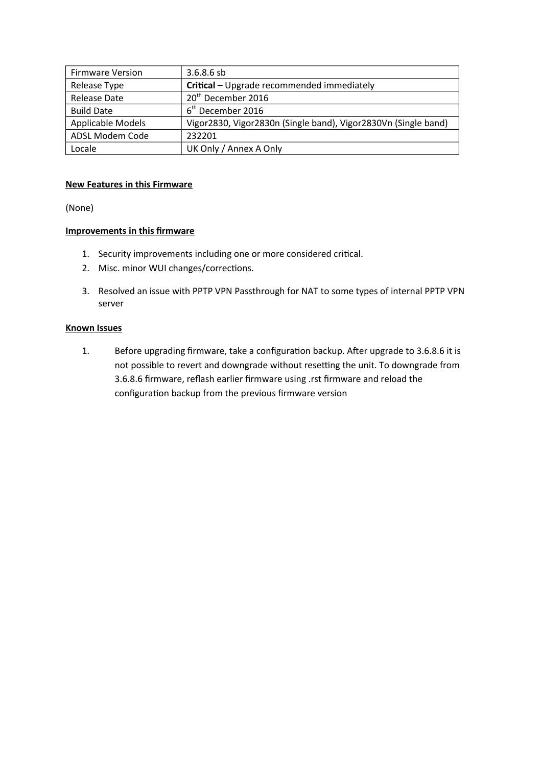| Firmware Version | 3.6.8.6 sb |
|---|---|
| Release Type | **Critical** – Upgrade recommended immediately |
| Release Date | 20th December 2016 |
| Build Date | 6th December 2016 |
| Applicable Models | Vigor2830, Vigor2830n (Single band), Vigor2830Vn (Single band) |
| ADSL Modem Code | 232201 |
| Locale | UK Only / Annex A Only |

**<u>New Features in this Firmware</u>**

(None)

**<u>Improvements in this firmware</u>**

1. Security improvements including one or more considered critical.
2. Misc. minor WUI changes/corrections.
3. Resolved an issue with PPTP VPN Passthrough for NAT to some types of internal PPTP VPN server

**<u>Known Issues</u>**

1. Before upgrading firmware, take a configuration backup. After upgrade to 3.6.8.6 it is not possible to revert and downgrade without resetting the unit. To downgrade from 3.6.8.6 firmware, reflash earlier firmware using .rst firmware and reload the configuration backup from the previous firmware version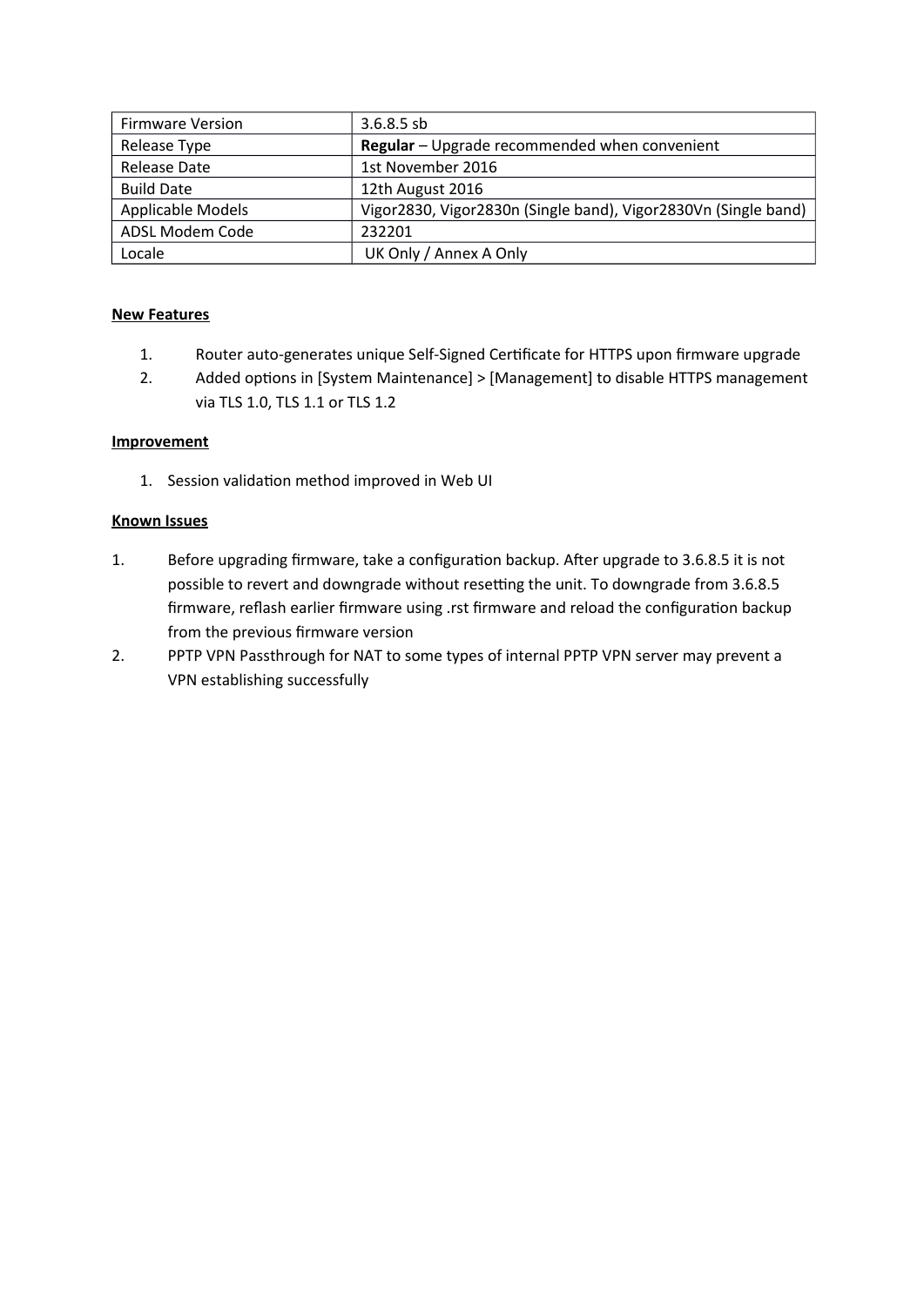| Firmware Version | 3.6.8.5 sb |
|---|---|
| Release Type | **Regular** – Upgrade recommended when convenient |
| Release Date | 1st November 2016 |
| Build Date | 12th August 2016 |
| Applicable Models | Vigor2830, Vigor2830n (Single band), Vigor2830Vn (Single band) |
| ADSL Modem Code | 232201 |
| Locale | UK Only / Annex A Only |

**New Features**

1. Router auto-generates unique Self-Signed Certificate for HTTPS upon firmware upgrade
2. Added options in [System Maintenance] > [Management] to disable HTTPS management via TLS 1.0, TLS 1.1 or TLS 1.2

**Improvement**

1. Session validation method improved in Web UI

**Known Issues**

1. Before upgrading firmware, take a configuration backup. After upgrade to 3.6.8.5 it is not possible to revert and downgrade without resetting the unit. To downgrade from 3.6.8.5 firmware, reflash earlier firmware using .rst firmware and reload the configuration backup from the previous firmware version
2. PPTP VPN Passthrough for NAT to some types of internal PPTP VPN server may prevent a VPN establishing successfully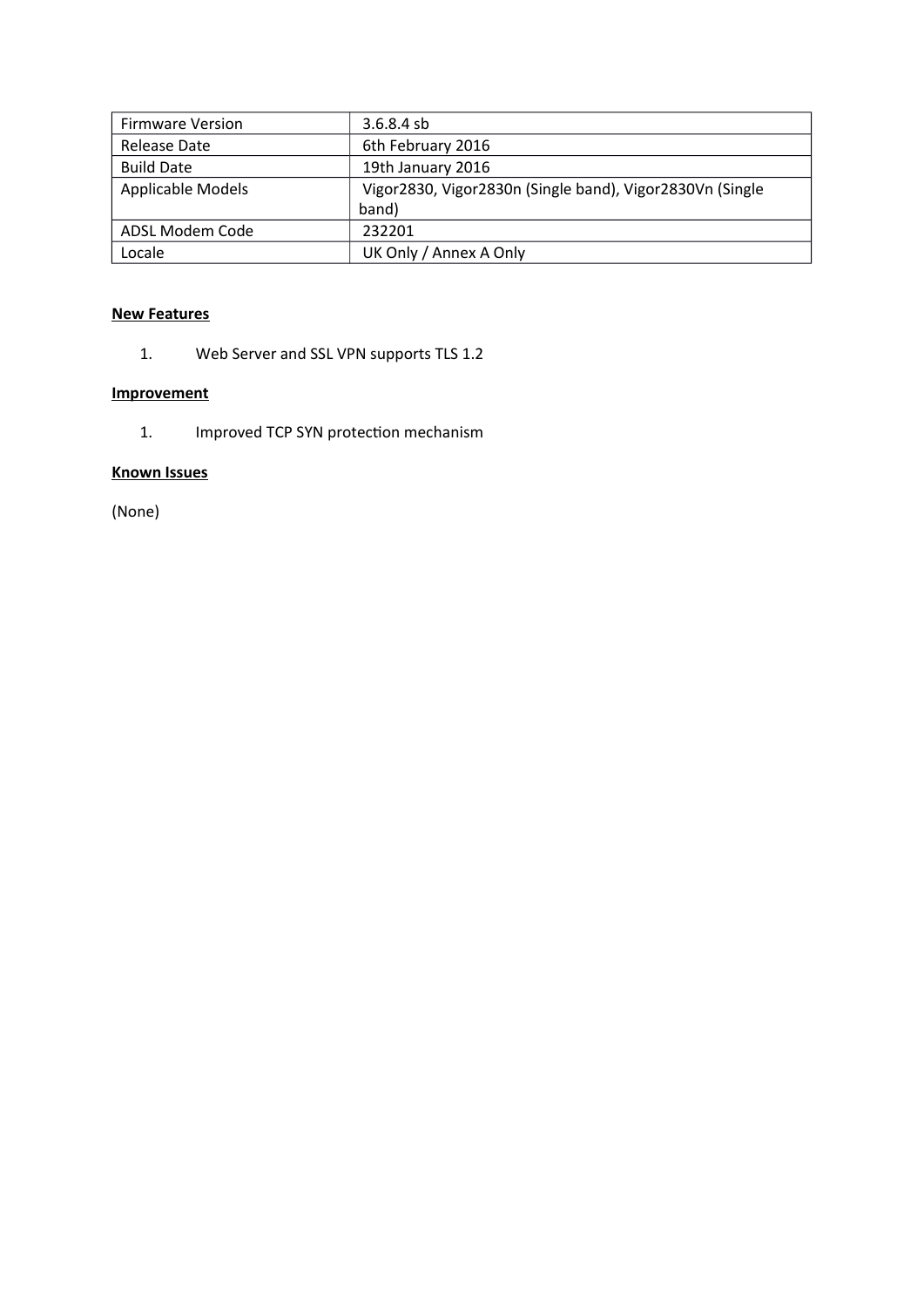| Firmware Version | 3.6.8.4 sb |
|---|---|
| Release Date | 6th February 2016 |
| Build Date | 19th January 2016 |
| Applicable Models | Vigor2830, Vigor2830n (Single band), Vigor2830Vn (Single band) |
| ADSL Modem Code | 232201 |
| Locale | UK Only / Annex A Only |

**New Features**

1. Web Server and SSL VPN supports TLS 1.2

**Improvement**

1. Improved TCP SYN protection mechanism

**Known Issues**

(None)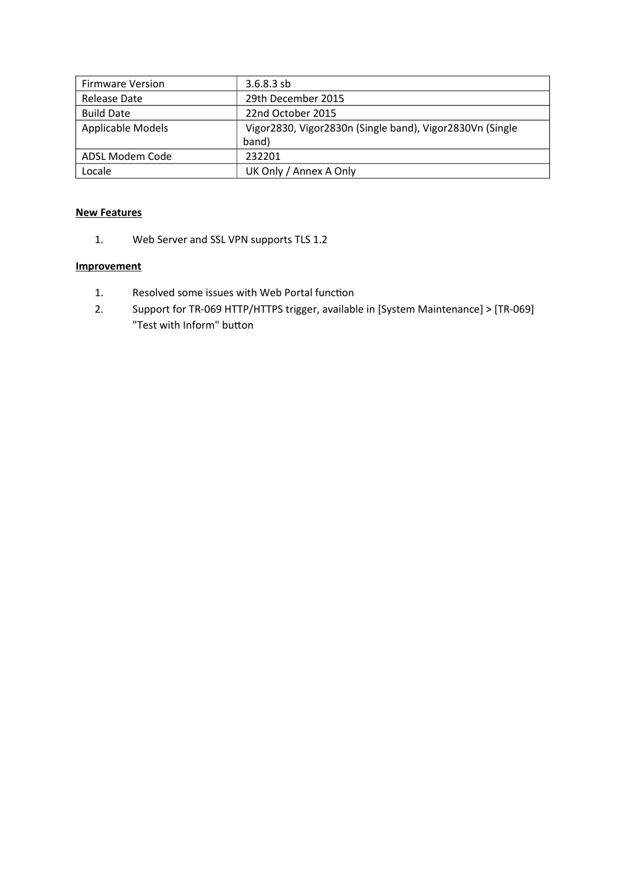| Firmware Version | 3.6.8.3 sb |
| --- | --- |
| Release Date | 29th December 2015 |
| Build Date | 22nd October 2015 |
| Applicable Models | Vigor2830, Vigor2830n (Single band), Vigor2830Vn (Single band) |
| ADSL Modem Code | 232201 |
| Locale | UK Only / Annex A Only |

**New Features**

1. Web Server and SSL VPN supports TLS 1.2

**Improvement**

1. Resolved some issues with Web Portal function
2. Support for TR-069 HTTP/HTTPS trigger, available in [System Maintenance] > [TR-069] "Test with Inform" button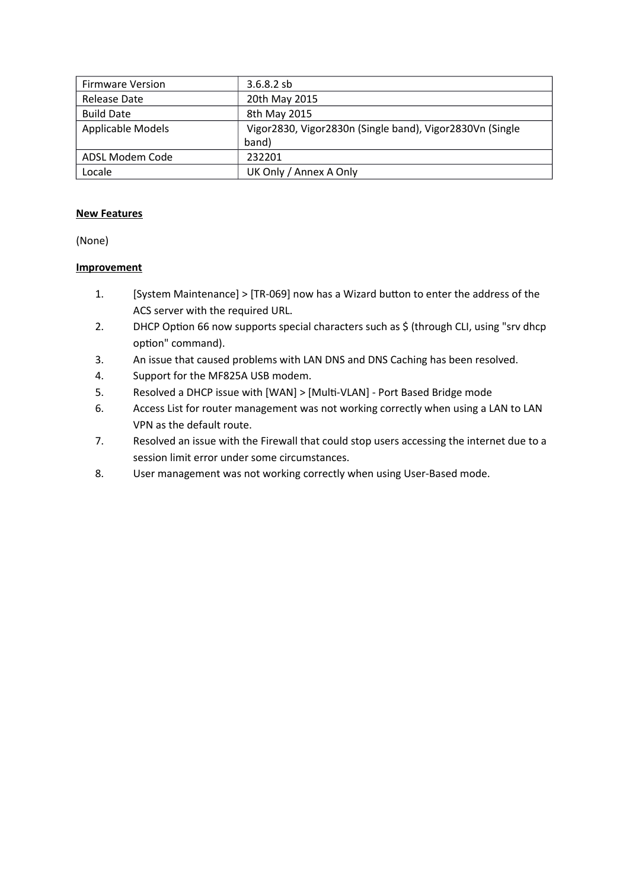| Firmware Version | 3.6.8.2 sb |
|---|---|
| Release Date | 20th May 2015 |
| Build Date | 8th May 2015 |
| Applicable Models | Vigor2830, Vigor2830n (Single band), Vigor2830Vn (Single band) |
| ADSL Modem Code | 232201 |
| Locale | UK Only / Annex A Only |

**New Features**

(None)

**Improvement**

1. [System Maintenance] > [TR-069] now has a Wizard button to enter the address of the ACS server with the required URL.
2. DHCP Option 66 now supports special characters such as $ (through CLI, using "srv dhcp option" command).
3. An issue that caused problems with LAN DNS and DNS Caching has been resolved.
4. Support for the MF825A USB modem.
5. Resolved a DHCP issue with [WAN] > [Multi-VLAN] - Port Based Bridge mode
6. Access List for router management was not working correctly when using a LAN to LAN VPN as the default route.
7. Resolved an issue with the Firewall that could stop users accessing the internet due to a session limit error under some circumstances.
8. User management was not working correctly when using User-Based mode.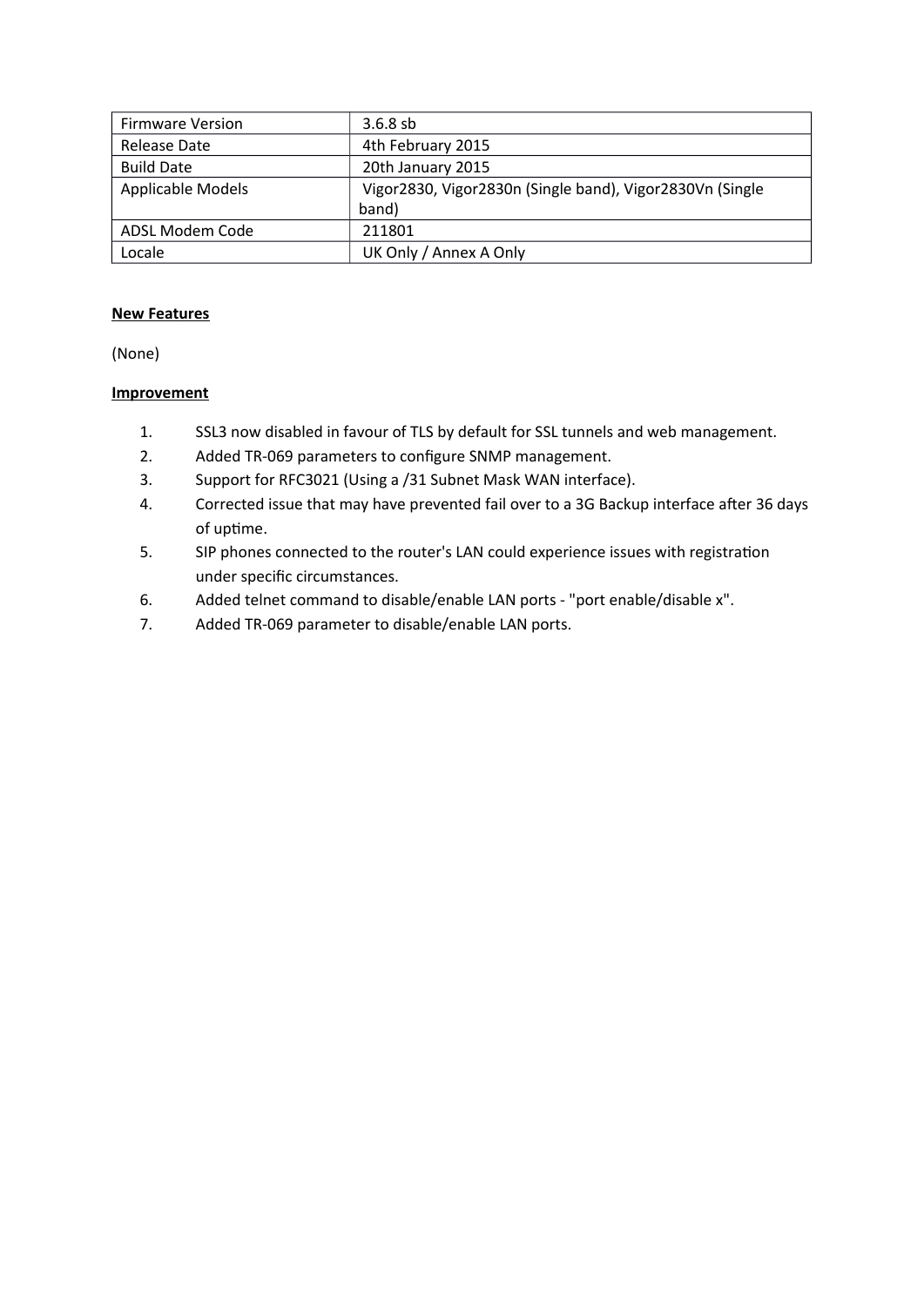| Firmware Version | 3.6.8 sb |
| --- | --- |
| Release Date | 4th February 2015 |
| Build Date | 20th January 2015 |
| Applicable Models | Vigor2830, Vigor2830n (Single band), Vigor2830Vn (Single band) |
| ADSL Modem Code | 211801 |
| Locale | UK Only / Annex A Only |

**New Features**

(None)

**Improvement**

1. SSL3 now disabled in favour of TLS by default for SSL tunnels and web management.
2. Added TR-069 parameters to configure SNMP management.
3. Support for RFC3021 (Using a /31 Subnet Mask WAN interface).
4. Corrected issue that may have prevented fail over to a 3G Backup interface after 36 days of uptime.
5. SIP phones connected to the router's LAN could experience issues with registration under specific circumstances.
6. Added telnet command to disable/enable LAN ports - "port enable/disable x".
7. Added TR-069 parameter to disable/enable LAN ports.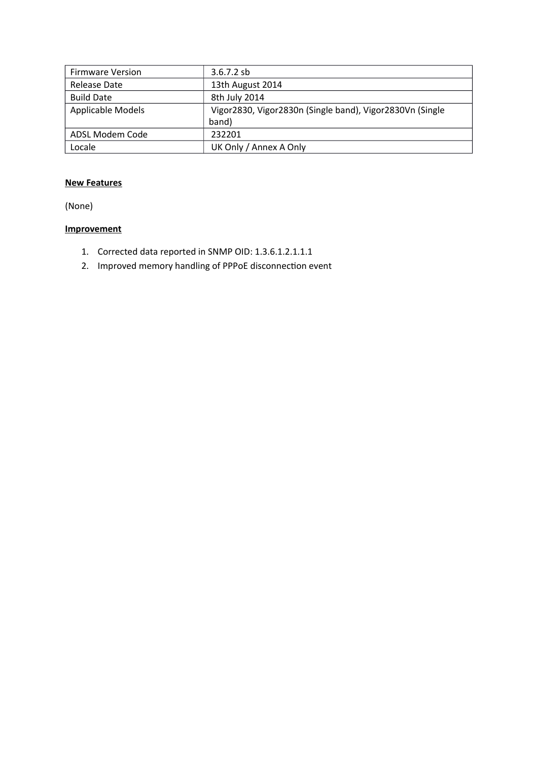| Firmware Version | 3.6.7.2 sb |
| --- | --- |
| Release Date | 13th August 2014 |
| Build Date | 8th July 2014 |
| Applicable Models | Vigor2830, Vigor2830n (Single band), Vigor2830Vn (Single band) |
| ADSL Modem Code | 232201 |
| Locale | UK Only / Annex A Only |

**New Features**

(None)

**Improvement**

1. Corrected data reported in SNMP OID: 1.3.6.1.2.1.1.1
2. Improved memory handling of PPPoE disconnection event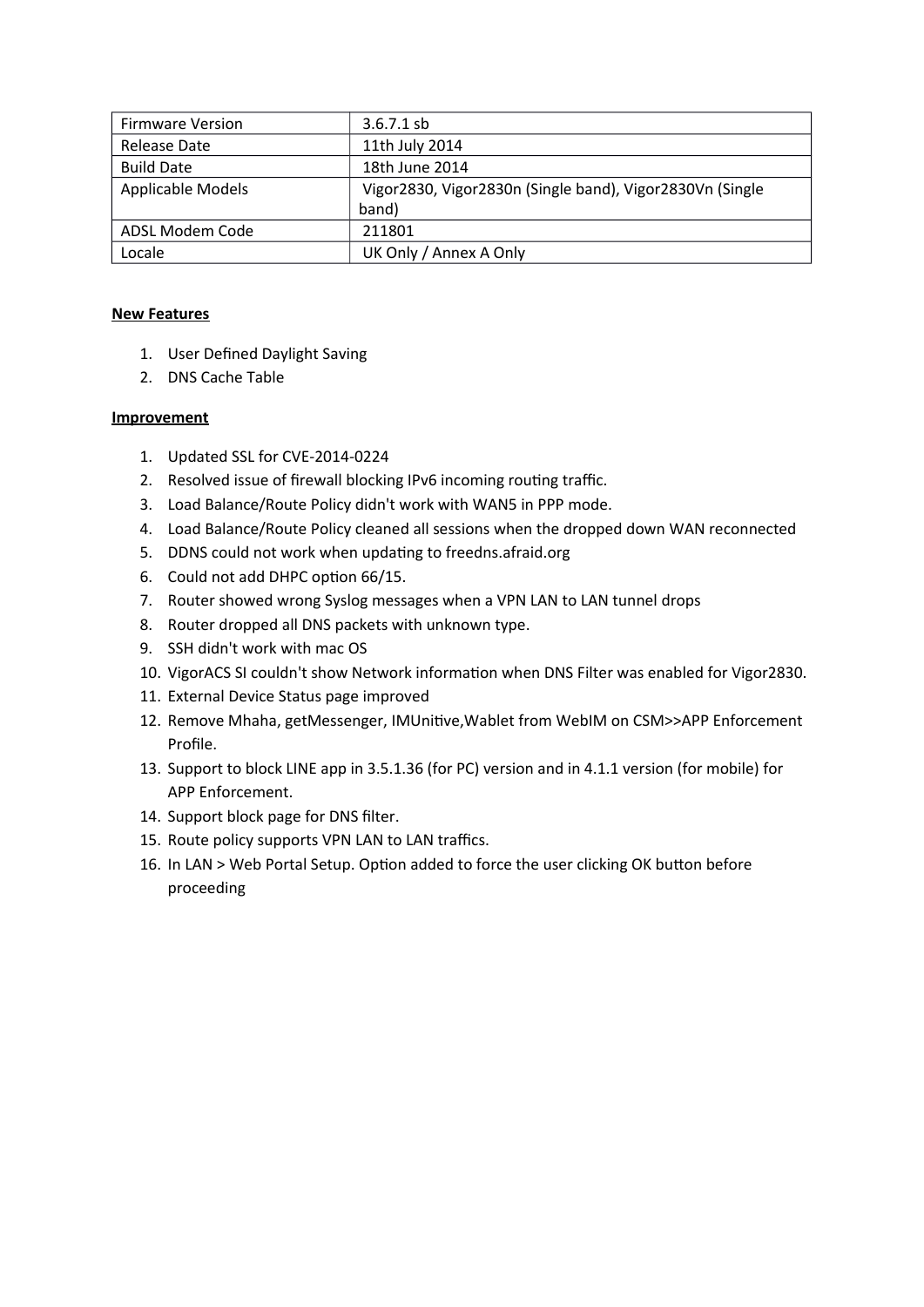| Firmware Version | 3.6.7.1 sb |
| --- | --- |
| Release Date | 11th July 2014 |
| Build Date | 18th June 2014 |
| Applicable Models | Vigor2830, Vigor2830n (Single band), Vigor2830Vn (Single band) |
| ADSL Modem Code | 211801 |
| Locale | UK Only / Annex A Only |

**New Features**

1. User Defined Daylight Saving
2. DNS Cache Table

**Improvement**

1. Updated SSL for CVE-2014-0224
2. Resolved issue of firewall blocking IPv6 incoming routing traffic.
3. Load Balance/Route Policy didn't work with WAN5 in PPP mode.
4. Load Balance/Route Policy cleaned all sessions when the dropped down WAN reconnected
5. DDNS could not work when updating to freedns.afraid.org
6. Could not add DHPC option 66/15.
7. Router showed wrong Syslog messages when a VPN LAN to LAN tunnel drops
8. Router dropped all DNS packets with unknown type.
9. SSH didn't work with mac OS
10. VigorACS SI couldn't show Network information when DNS Filter was enabled for Vigor2830.
11. External Device Status page improved
12. Remove Mhaha, getMessenger, IMUnitive,Wablet from WebIM on CSM>>APP Enforcement Profile.
13. Support to block LINE app in 3.5.1.36 (for PC) version and in 4.1.1 version (for mobile) for APP Enforcement.
14. Support block page for DNS filter.
15. Route policy supports VPN LAN to LAN traffics.
16. In LAN > Web Portal Setup. Option added to force the user clicking OK button before proceeding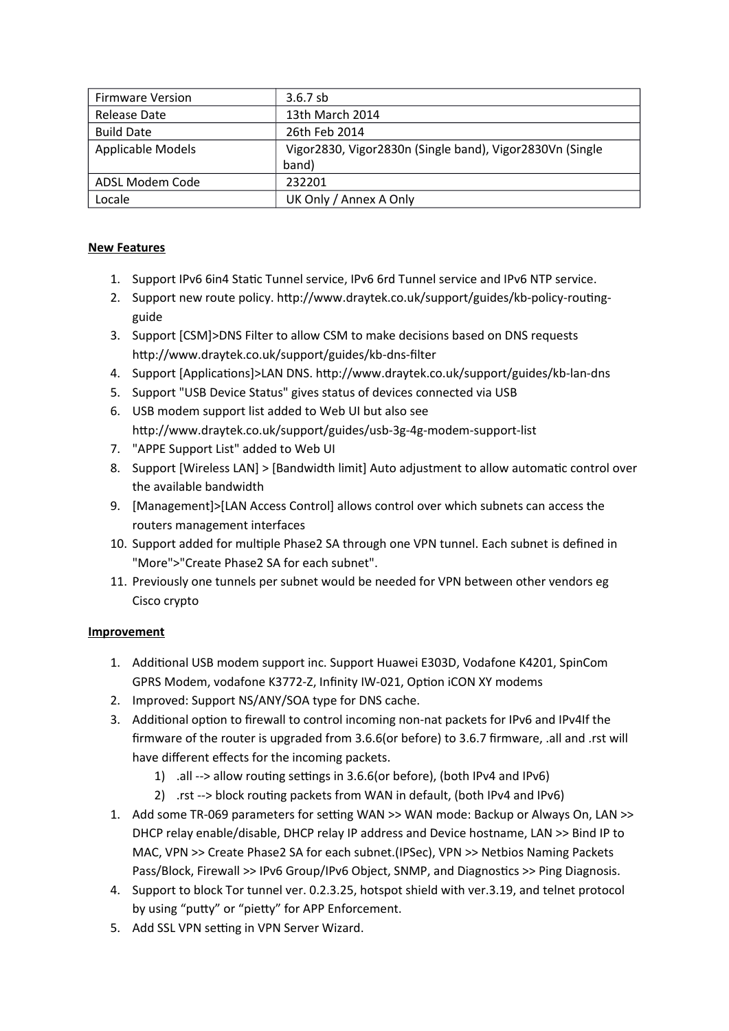| Firmware Version | 3.6.7 sb |
|---|---|
| Release Date | 13th March 2014 |
| Build Date | 26th Feb 2014 |
| Applicable Models | Vigor2830, Vigor2830n (Single band), Vigor2830Vn (Single band) |
| ADSL Modem Code | 232201 |
| Locale | UK Only / Annex A Only |

**New Features**

1. Support IPv6 6in4 Static Tunnel service, IPv6 6rd Tunnel service and IPv6 NTP service.
2. Support new route policy. http://www.draytek.co.uk/support/guides/kb-policy-routing-guide
3. Support [CSM]>DNS Filter to allow CSM to make decisions based on DNS requests http://www.draytek.co.uk/support/guides/kb-dns-filter
4. Support [Applications]>LAN DNS. http://www.draytek.co.uk/support/guides/kb-lan-dns
5. Support "USB Device Status" gives status of devices connected via USB
6. USB modem support list added to Web UI but also see http://www.draytek.co.uk/support/guides/usb-3g-4g-modem-support-list
7. "APPE Support List" added to Web UI
8. Support [Wireless LAN] > [Bandwidth limit] Auto adjustment to allow automatic control over the available bandwidth
9. [Management]>[LAN Access Control] allows control over which subnets can access the routers management interfaces
10. Support added for multiple Phase2 SA through one VPN tunnel. Each subnet is defined in "More">"Create Phase2 SA for each subnet".
11. Previously one tunnels per subnet would be needed for VPN between other vendors eg Cisco crypto

**Improvement**

1. Additional USB modem support inc. Support Huawei E303D, Vodafone K4201, SpinCom GPRS Modem, vodafone K3772-Z, Infinity IW-021, Option iCON XY modems
2. Improved: Support NS/ANY/SOA type for DNS cache.
3. Additional option to firewall to control incoming non-nat packets for IPv6 and IPv4If the firmware of the router is upgraded from 3.6.6(or before) to 3.6.7 firmware, .all and .rst will have different effects for the incoming packets.
   1) .all --> allow routing settings in 3.6.6(or before), (both IPv4 and IPv6)
   2) .rst --> block routing packets from WAN in default, (both IPv4 and IPv6)
1. Add some TR-069 parameters for setting WAN >> WAN mode: Backup or Always On, LAN >> DHCP relay enable/disable, DHCP relay IP address and Device hostname, LAN >> Bind IP to MAC, VPN >> Create Phase2 SA for each subnet.(IPSec), VPN >> Netbios Naming Packets Pass/Block, Firewall >> IPv6 Group/IPv6 Object, SNMP, and Diagnostics >> Ping Diagnosis.
4. Support to block Tor tunnel ver. 0.2.3.25, hotspot shield with ver.3.19, and telnet protocol by using "putty" or "pietty" for APP Enforcement.
5. Add SSL VPN setting in VPN Server Wizard.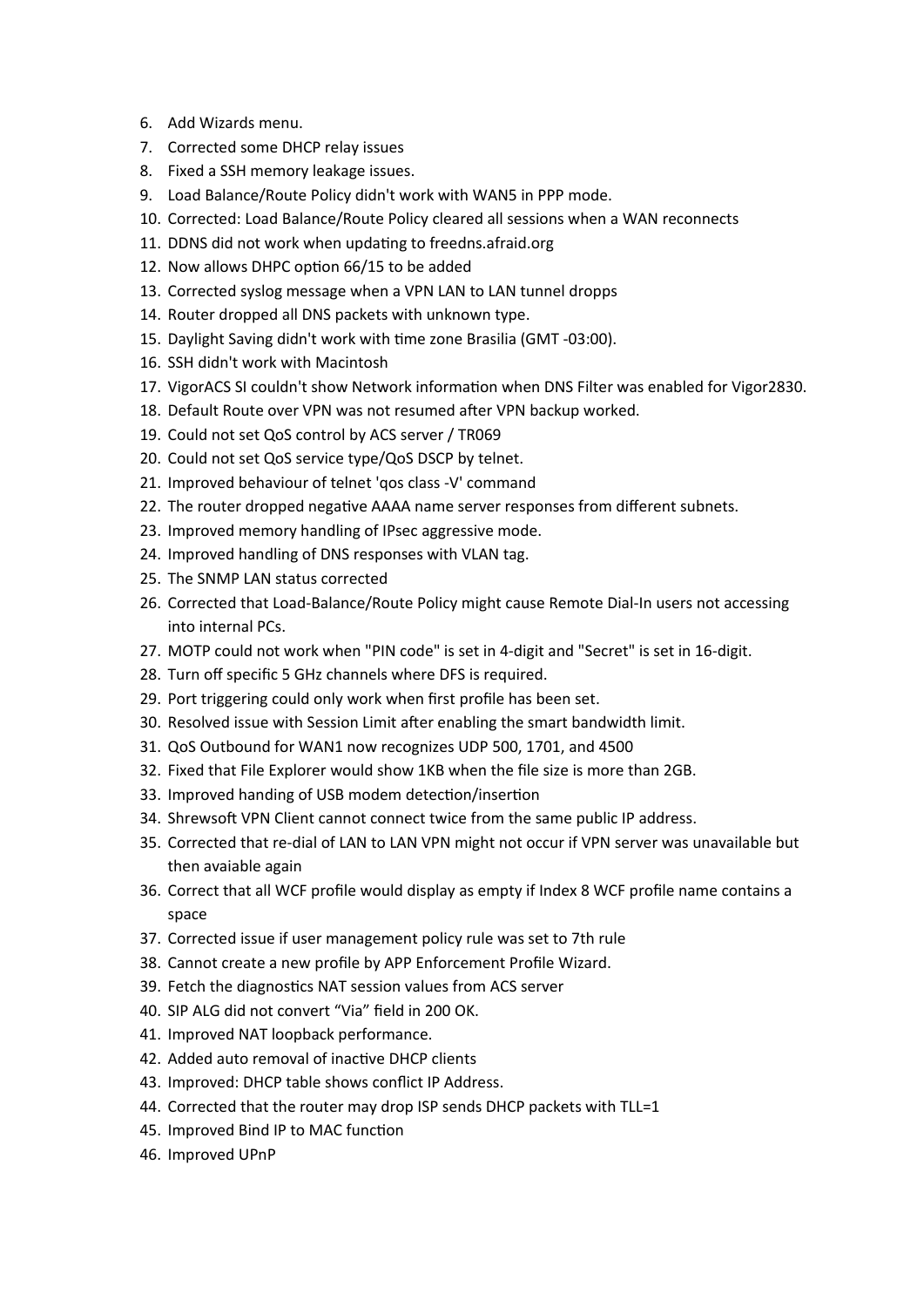6. Add Wizards menu.
7. Corrected some DHCP relay issues
8. Fixed a SSH memory leakage issues.
9. Load Balance/Route Policy didn't work with WAN5 in PPP mode.
10. Corrected: Load Balance/Route Policy cleared all sessions when a WAN reconnects
11. DDNS did not work when updating to freedns.afraid.org
12. Now allows DHPC option 66/15 to be added
13. Corrected syslog message when a VPN LAN to LAN tunnel dropps
14. Router dropped all DNS packets with unknown type.
15. Daylight Saving didn't work with time zone Brasilia (GMT -03:00).
16. SSH didn't work with Macintosh
17. VigorACS SI couldn't show Network information when DNS Filter was enabled for Vigor2830.
18. Default Route over VPN was not resumed after VPN backup worked.
19. Could not set QoS control by ACS server / TR069
20. Could not set QoS service type/QoS DSCP by telnet.
21. Improved behaviour of telnet 'qos class -V' command
22. The router dropped negative AAAA name server responses from different subnets.
23. Improved memory handling of IPsec aggressive mode.
24. Improved handling of DNS responses with VLAN tag.
25. The SNMP LAN status corrected
26. Corrected that Load-Balance/Route Policy might cause Remote Dial-In users not accessing into internal PCs.
27. MOTP could not work when "PIN code" is set in 4-digit and "Secret" is set in 16-digit.
28. Turn off specific 5 GHz channels where DFS is required.
29. Port triggering could only work when first profile has been set.
30. Resolved issue with Session Limit after enabling the smart bandwidth limit.
31. QoS Outbound for WAN1 now recognizes UDP 500, 1701, and 4500
32. Fixed that File Explorer would show 1KB when the file size is more than 2GB.
33. Improved handing of USB modem detection/insertion
34. Shrewsoft VPN Client cannot connect twice from the same public IP address.
35. Corrected that re-dial of LAN to LAN VPN might not occur if VPN server was unavailable but then avaiable again
36. Correct that all WCF profile would display as empty if Index 8 WCF profile name contains a space
37. Corrected issue if user management policy rule was set to 7th rule
38. Cannot create a new profile by APP Enforcement Profile Wizard.
39. Fetch the diagnostics NAT session values from ACS server
40. SIP ALG did not convert “Via” field in 200 OK.
41. Improved NAT loopback performance.
42. Added auto removal of inactive DHCP clients
43. Improved: DHCP table shows conflict IP Address.
44. Corrected that the router may drop ISP sends DHCP packets with TLL=1
45. Improved Bind IP to MAC function
46. Improved UPnP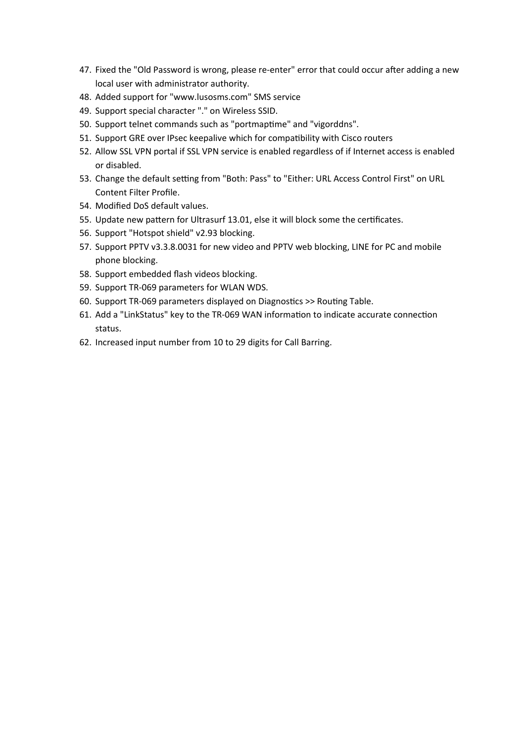47. Fixed the "Old Password is wrong, please re-enter" error that could occur after adding a new local user with administrator authority.
48. Added support for "www.lusosms.com" SMS service
49. Support special character "." on Wireless SSID.
50. Support telnet commands such as "portmaptime" and "vigorddns".
51. Support GRE over IPsec keepalive which for compatibility with Cisco routers
52. Allow SSL VPN portal if SSL VPN service is enabled regardless of if Internet access is enabled or disabled.
53. Change the default setting from "Both: Pass" to "Either: URL Access Control First" on URL Content Filter Profile.
54. Modified DoS default values.
55. Update new pattern for Ultrasurf 13.01, else it will block some the certificates.
56. Support "Hotspot shield" v2.93 blocking.
57. Support PPTV v3.3.8.0031 for new video and PPTV web blocking, LINE for PC and mobile phone blocking.
58. Support embedded flash videos blocking.
59. Support TR-069 parameters for WLAN WDS.
60. Support TR-069 parameters displayed on Diagnostics >> Routing Table.
61. Add a "LinkStatus" key to the TR-069 WAN information to indicate accurate connection status.
62. Increased input number from 10 to 29 digits for Call Barring.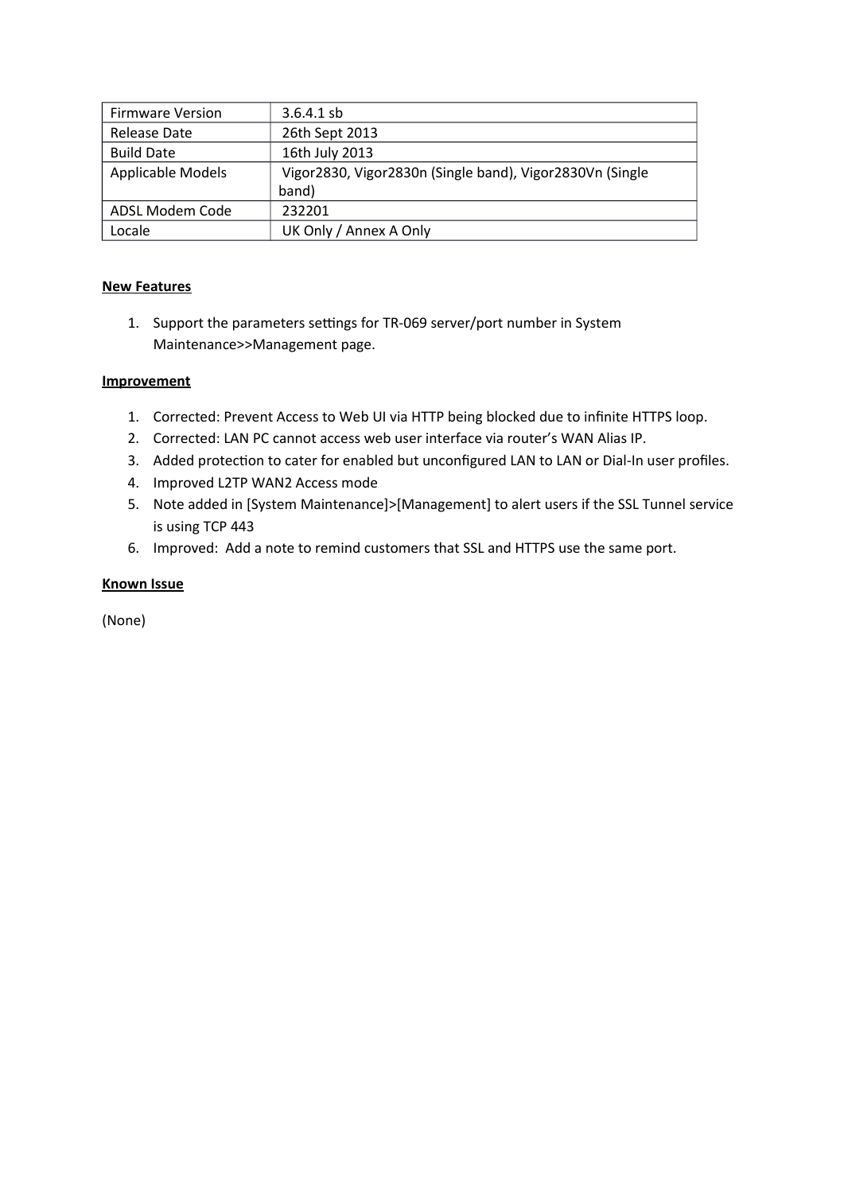| Firmware Version | 3.6.4.1 sb |
|---|---|
| Release Date | 26th Sept 2013 |
| Build Date | 16th July 2013 |
| Applicable Models | Vigor2830, Vigor2830n (Single band), Vigor2830Vn (Single band) |
| ADSL Modem Code | 232201 |
| Locale | UK Only / Annex A Only |

**New Features**

1. Support the parameters settings for TR-069 server/port number in System Maintenance>>Management page.

**Improvement**

1. Corrected: Prevent Access to Web UI via HTTP being blocked due to infinite HTTPS loop.
2. Corrected: LAN PC cannot access web user interface via router's WAN Alias IP.
3. Added protection to cater for enabled but unconfigured LAN to LAN or Dial-In user profiles.
4. Improved L2TP WAN2 Access mode
5. Note added in [System Maintenance]>[Management] to alert users if the SSL Tunnel service is using TCP 443
6. Improved: Add a note to remind customers that SSL and HTTPS use the same port.

**Known Issue**

(None)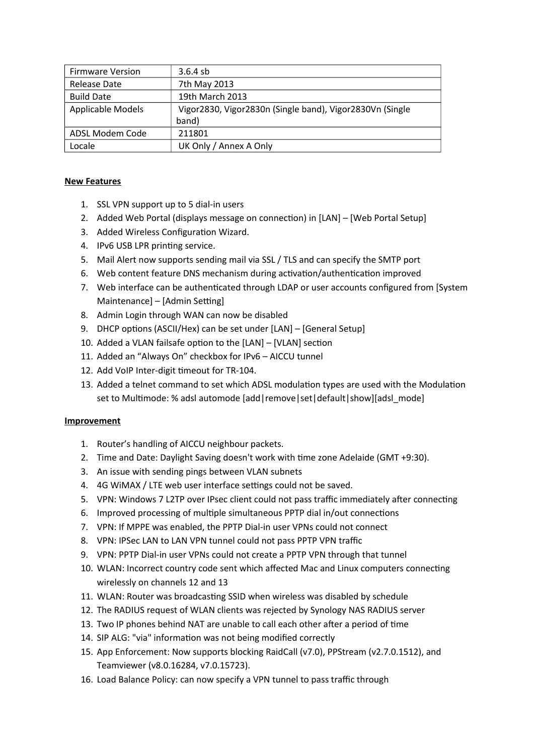| Firmware Version | 3.6.4 sb |
| --- | --- |
| Release Date | 7th May 2013 |
| Build Date | 19th March 2013 |
| Applicable Models | Vigor2830, Vigor2830n (Single band), Vigor2830Vn (Single band) |
| ADSL Modem Code | 211801 |
| Locale | UK Only / Annex A Only |

**New Features**

1. SSL VPN support up to 5 dial-in users
2. Added Web Portal (displays message on connection) in [LAN] – [Web Portal Setup]
3. Added Wireless Configuration Wizard.
4. IPv6 USB LPR printing service.
5. Mail Alert now supports sending mail via SSL / TLS and can specify the SMTP port
6. Web content feature DNS mechanism during activation/authentication improved
7. Web interface can be authenticated through LDAP or user accounts configured from [System Maintenance] – [Admin Setting]
8. Admin Login through WAN can now be disabled
9. DHCP options (ASCII/Hex) can be set under [LAN] – [General Setup]
10. Added a VLAN failsafe option to the [LAN] – [VLAN] section
11. Added an "Always On" checkbox for IPv6 – AICCU tunnel
12. Add VoIP Inter-digit timeout for TR-104.
13. Added a telnet command to set which ADSL modulation types are used with the Modulation set to Multimode: % adsl automode [add|remove|set|default|show][adsl_mode]

**Improvement**

1. Router's handling of AICCU neighbour packets.
2. Time and Date: Daylight Saving doesn't work with time zone Adelaide (GMT +9:30).
3. An issue with sending pings between VLAN subnets
4. 4G WiMAX / LTE web user interface settings could not be saved.
5. VPN: Windows 7 L2TP over IPsec client could not pass traffic immediately after connecting
6. Improved processing of multiple simultaneous PPTP dial in/out connections
7. VPN: If MPPE was enabled, the PPTP Dial-in user VPNs could not connect
8. VPN: IPSec LAN to LAN VPN tunnel could not pass PPTP VPN traffic
9. VPN: PPTP Dial-in user VPNs could not create a PPTP VPN through that tunnel
10. WLAN: Incorrect country code sent which affected Mac and Linux computers connecting wirelessly on channels 12 and 13
11. WLAN: Router was broadcasting SSID when wireless was disabled by schedule
12. The RADIUS request of WLAN clients was rejected by Synology NAS RADIUS server
13. Two IP phones behind NAT are unable to call each other after a period of time
14. SIP ALG: "via" information was not being modified correctly
15. App Enforcement: Now supports blocking RaidCall (v7.0), PPStream (v2.7.0.1512), and Teamviewer (v8.0.16284, v7.0.15723).
16. Load Balance Policy: can now specify a VPN tunnel to pass traffic through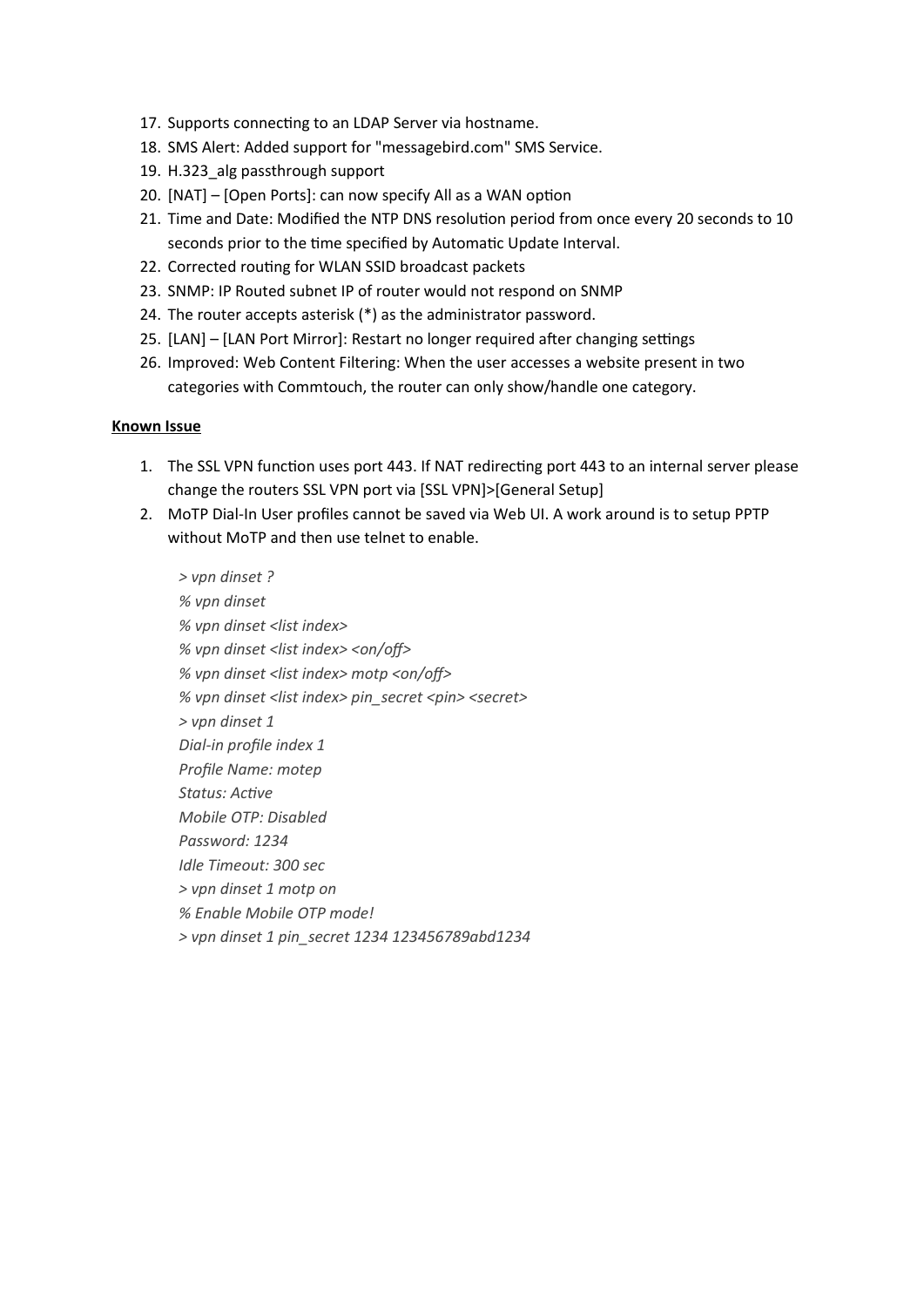17. Supports connecting to an LDAP Server via hostname.
18. SMS Alert: Added support for "messagebird.com" SMS Service.
19. H.323_alg passthrough support
20. [NAT] – [Open Ports]: can now specify All as a WAN option
21. Time and Date: Modified the NTP DNS resolution period from once every 20 seconds to 10 seconds prior to the time specified by Automatic Update Interval.
22. Corrected routing for WLAN SSID broadcast packets
23. SNMP: IP Routed subnet IP of router would not respond on SNMP
24. The router accepts asterisk (*) as the administrator password.
25. [LAN] – [LAN Port Mirror]: Restart no longer required after changing settings
26. Improved: Web Content Filtering: When the user accesses a website present in two categories with Commtouch, the router can only show/handle one category.

**Known Issue**

1. The SSL VPN function uses port 443. If NAT redirecting port 443 to an internal server please change the routers SSL VPN port via [SSL VPN]>[General Setup]
2. MoTP Dial-In User profiles cannot be saved via Web UI. A work around is to setup PPTP without MoTP and then use telnet to enable.

```
> vpn dinset ?
% vpn dinset
% vpn dinset <list index>
% vpn dinset <list index> <on/off>
% vpn dinset <list index> motp <on/off>
% vpn dinset <list index> pin_secret <pin> <secret>
> vpn dinset 1
Dial-in profile index 1
Profile Name: motep
Status: Active
Mobile OTP: Disabled
Password: 1234
Idle Timeout: 300 sec
> vpn dinset 1 motp on
% Enable Mobile OTP mode!
> vpn dinset 1 pin_secret 1234 123456789abd1234
```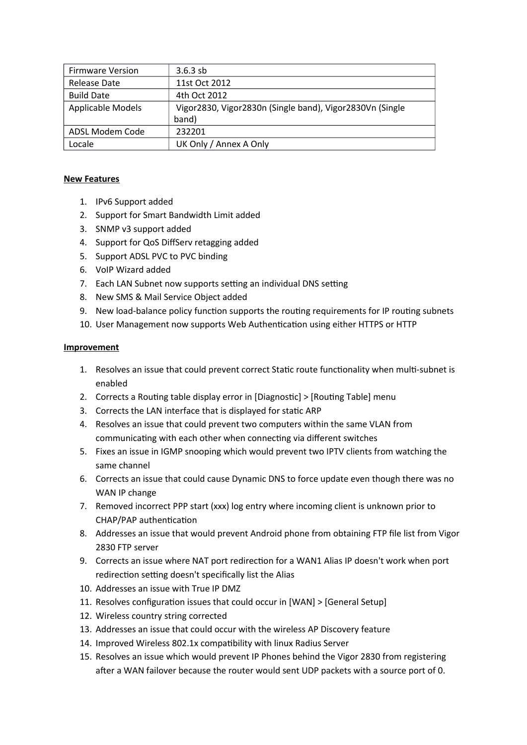| Firmware Version | 3.6.3 sb |
|---|---|
| Release Date | 11st Oct 2012 |
| Build Date | 4th Oct 2012 |
| Applicable Models | Vigor2830, Vigor2830n (Single band), Vigor2830Vn (Single band) |
| ADSL Modem Code | 232201 |
| Locale | UK Only / Annex A Only |

**New Features**

1. IPv6 Support added
2. Support for Smart Bandwidth Limit added
3. SNMP v3 support added
4. Support for QoS DiffServ retagging added
5. Support ADSL PVC to PVC binding
6. VoIP Wizard added
7. Each LAN Subnet now supports setting an individual DNS setting
8. New SMS & Mail Service Object added
9. New load-balance policy function supports the routing requirements for IP routing subnets
10. User Management now supports Web Authentication using either HTTPS or HTTP

**Improvement**

1. Resolves an issue that could prevent correct Static route functionality when multi-subnet is enabled
2. Corrects a Routing table display error in [Diagnostic] > [Routing Table] menu
3. Corrects the LAN interface that is displayed for static ARP
4. Resolves an issue that could prevent two computers within the same VLAN from communicating with each other when connecting via different switches
5. Fixes an issue in IGMP snooping which would prevent two IPTV clients from watching the same channel
6. Corrects an issue that could cause Dynamic DNS to force update even though there was no WAN IP change
7. Removed incorrect PPP start (xxx) log entry where incoming client is unknown prior to CHAP/PAP authentication
8. Addresses an issue that would prevent Android phone from obtaining FTP file list from Vigor 2830 FTP server
9. Corrects an issue where NAT port redirection for a WAN1 Alias IP doesn't work when port redirection setting doesn't specifically list the Alias
10. Addresses an issue with True IP DMZ
11. Resolves configuration issues that could occur in [WAN] > [General Setup]
12. Wireless country string corrected
13. Addresses an issue that could occur with the wireless AP Discovery feature
14. Improved Wireless 802.1x compatibility with linux Radius Server
15. Resolves an issue which would prevent IP Phones behind the Vigor 2830 from registering after a WAN failover because the router would sent UDP packets with a source port of 0.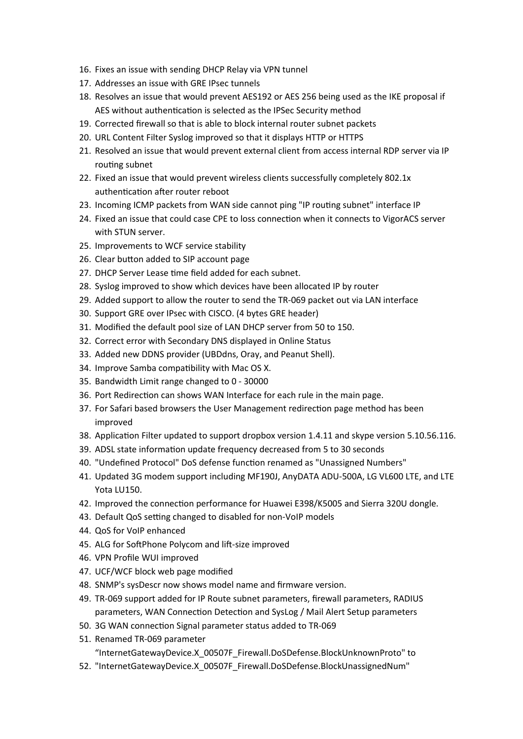16. Fixes an issue with sending DHCP Relay via VPN tunnel
17. Addresses an issue with GRE IPsec tunnels
18. Resolves an issue that would prevent AES192 or AES 256 being used as the IKE proposal if AES without authentication is selected as the IPSec Security method
19. Corrected firewall so that is able to block internal router subnet packets
20. URL Content Filter Syslog improved so that it displays HTTP or HTTPS
21. Resolved an issue that would prevent external client from access internal RDP server via IP routing subnet
22. Fixed an issue that would prevent wireless clients successfully completely 802.1x authentication after router reboot
23. Incoming ICMP packets from WAN side cannot ping "IP routing subnet" interface IP
24. Fixed an issue that could case CPE to loss connection when it connects to VigorACS server with STUN server.
25. Improvements to WCF service stability
26. Clear button added to SIP account page
27. DHCP Server Lease time field added for each subnet.
28. Syslog improved to show which devices have been allocated IP by router
29. Added support to allow the router to send the TR-069 packet out via LAN interface
30. Support GRE over IPsec with CISCO. (4 bytes GRE header)
31. Modified the default pool size of LAN DHCP server from 50 to 150.
32. Correct error with Secondary DNS displayed in Online Status
33. Added new DDNS provider (UBDdns, Oray, and Peanut Shell).
34. Improve Samba compatibility with Mac OS X.
35. Bandwidth Limit range changed to 0 - 30000
36. Port Redirection can shows WAN Interface for each rule in the main page.
37. For Safari based browsers the User Management redirection page method has been improved
38. Application Filter updated to support dropbox version 1.4.11 and skype version 5.10.56.116.
39. ADSL state information update frequency decreased from 5 to 30 seconds
40. "Undefined Protocol" DoS defense function renamed as "Unassigned Numbers"
41. Updated 3G modem support including MF190J, AnyDATA ADU-500A, LG VL600 LTE, and LTE Yota LU150.
42. Improved the connection performance for Huawei E398/K5005 and Sierra 320U dongle.
43. Default QoS setting changed to disabled for non-VoIP models
44. QoS for VoIP enhanced
45. ALG for SoftPhone Polycom and lift-size improved
46. VPN Profile WUI improved
47. UCF/WCF block web page modified
48. SNMP's sysDescr now shows model name and firmware version.
49. TR-069 support added for IP Route subnet parameters, firewall parameters, RADIUS parameters, WAN Connection Detection and SysLog / Mail Alert Setup parameters
50. 3G WAN connection Signal parameter status added to TR-069
51. Renamed TR-069 parameter "InternetGatewayDevice.X_00507F_Firewall.DoSDefense.BlockUnknownProto" to
52. "InternetGatewayDevice.X_00507F_Firewall.DoSDefense.BlockUnassignedNum"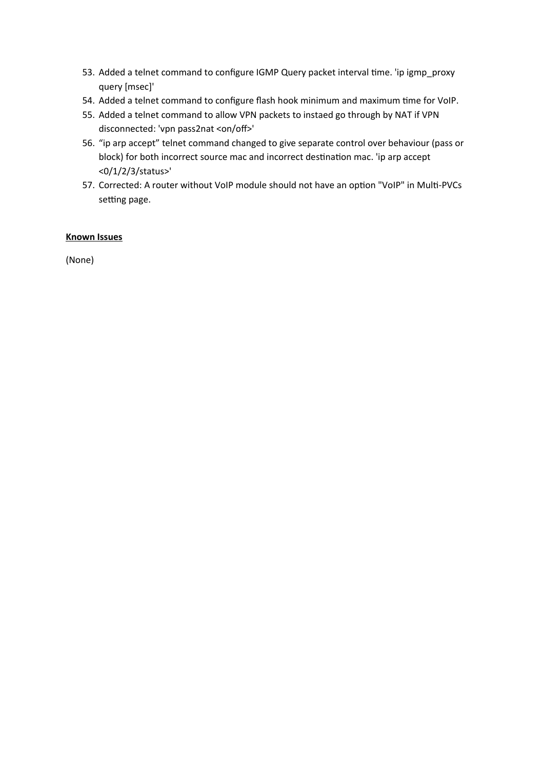53. Added a telnet command to configure IGMP Query packet interval time. 'ip igmp_proxy query [msec]'
54. Added a telnet command to configure flash hook minimum and maximum time for VoIP.
55. Added a telnet command to allow VPN packets to instaed go through by NAT if VPN disconnected: 'vpn pass2nat <on/off>'
56. "ip arp accept" telnet command changed to give separate control over behaviour (pass or block) for both incorrect source mac and incorrect destination mac. 'ip arp accept <0/1/2/3/status>'
57. Corrected: A router without VoIP module should not have an option "VoIP" in Multi-PVCs setting page.

**Known Issues**

(None)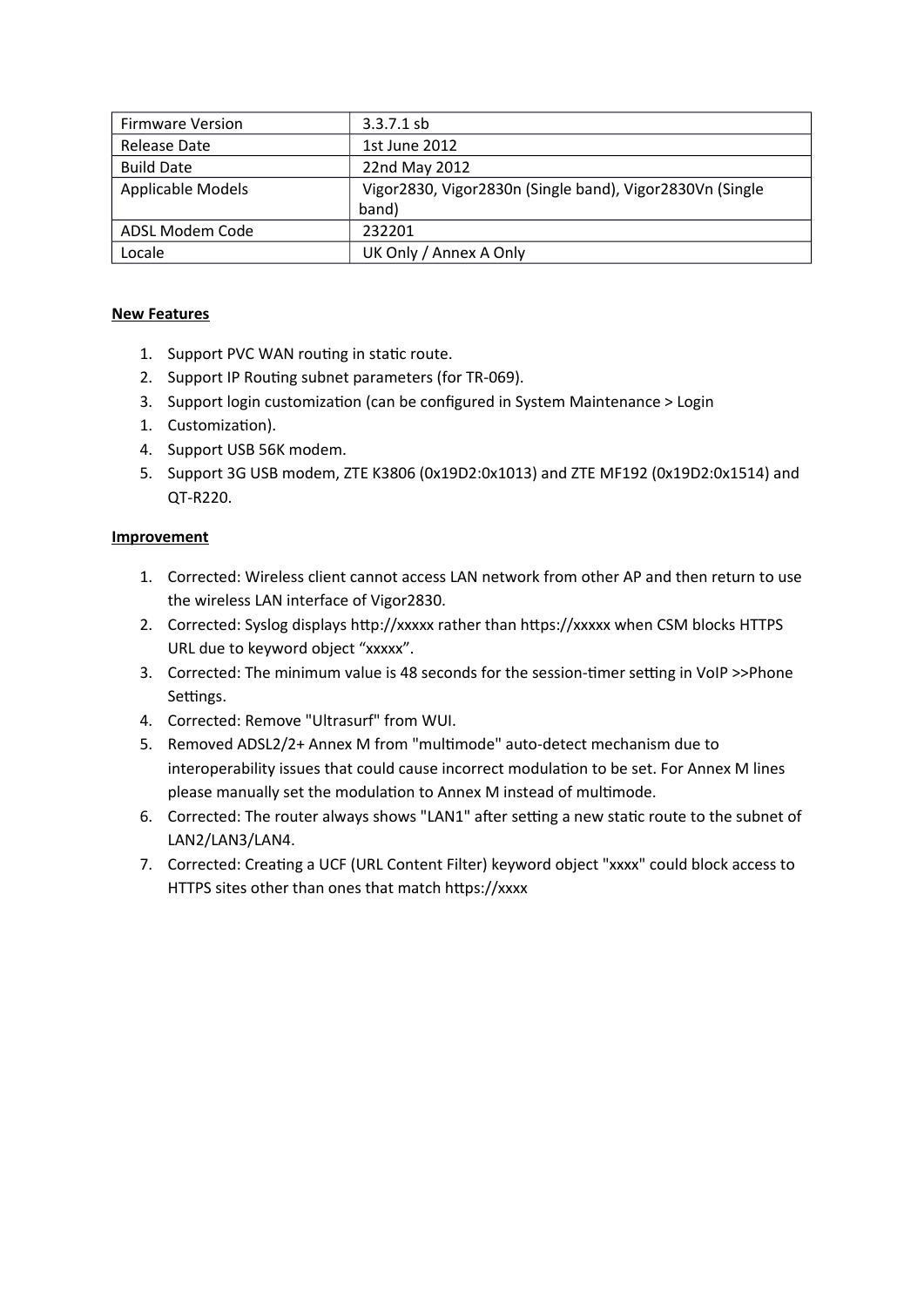| Firmware Version | 3.3.7.1 sb |
|---|---|
| Release Date | 1st June 2012 |
| Build Date | 22nd May 2012 |
| Applicable Models | Vigor2830, Vigor2830n (Single band), Vigor2830Vn (Single band) |
| ADSL Modem Code | 232201 |
| Locale | UK Only / Annex A Only |

**New Features**

1. Support PVC WAN routing in static route.
2. Support IP Routing subnet parameters (for TR-069).
3. Support login customization (can be configured in System Maintenance > Login
1. Customization).
4. Support USB 56K modem.
5. Support 3G USB modem, ZTE K3806 (0x19D2:0x1013) and ZTE MF192 (0x19D2:0x1514) and QT-R220.

**Improvement**

1. Corrected: Wireless client cannot access LAN network from other AP and then return to use the wireless LAN interface of Vigor2830.
2. Corrected: Syslog displays http://xxxxx rather than https://xxxxx when CSM blocks HTTPS URL due to keyword object "xxxxx".
3. Corrected: The minimum value is 48 seconds for the session-timer setting in VoIP >>Phone Settings.
4. Corrected: Remove "Ultrasurf" from WUI.
5. Removed ADSL2/2+ Annex M from "multimode" auto-detect mechanism due to interoperability issues that could cause incorrect modulation to be set. For Annex M lines please manually set the modulation to Annex M instead of multimode.
6. Corrected: The router always shows "LAN1" after setting a new static route to the subnet of LAN2/LAN3/LAN4.
7. Corrected: Creating a UCF (URL Content Filter) keyword object "xxxx" could block access to HTTPS sites other than ones that match https://xxxx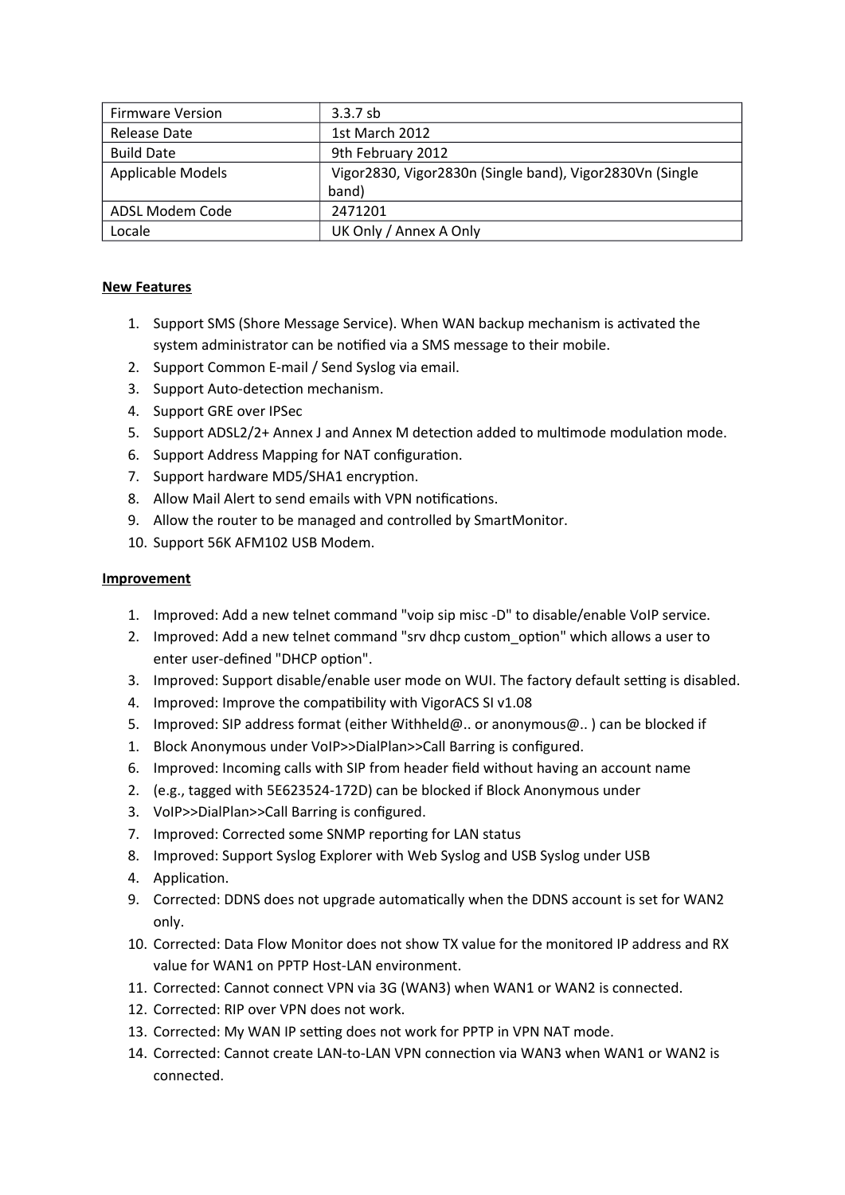| Firmware Version | 3.3.7 sb |
|---|---|
| Release Date | 1st March 2012 |
| Build Date | 9th February 2012 |
| Applicable Models | Vigor2830, Vigor2830n (Single band), Vigor2830Vn (Single band) |
| ADSL Modem Code | 2471201 |
| Locale | UK Only / Annex A Only |

**New Features**

1. Support SMS (Shore Message Service). When WAN backup mechanism is activated the system administrator can be notified via a SMS message to their mobile.
2. Support Common E-mail / Send Syslog via email.
3. Support Auto-detection mechanism.
4. Support GRE over IPSec
5. Support ADSL2/2+ Annex J and Annex M detection added to multimode modulation mode.
6. Support Address Mapping for NAT configuration.
7. Support hardware MD5/SHA1 encryption.
8. Allow Mail Alert to send emails with VPN notifications.
9. Allow the router to be managed and controlled by SmartMonitor.
10. Support 56K AFM102 USB Modem.

**Improvement**

1. Improved: Add a new telnet command "voip sip misc -D" to disable/enable VoIP service.
2. Improved: Add a new telnet command "srv dhcp custom_option" which allows a user to enter user-defined "DHCP option".
3. Improved: Support disable/enable user mode on WUI. The factory default setting is disabled.
4. Improved: Improve the compatibility with VigorACS SI v1.08
5. Improved: SIP address format (either Withheld@.. or anonymous@.. ) can be blocked if
1. Block Anonymous under VoIP>>DialPlan>>Call Barring is configured.
6. Improved: Incoming calls with SIP from header field without having an account name
2. (e.g., tagged with 5E623524-172D) can be blocked if Block Anonymous under
3. VoIP>>DialPlan>>Call Barring is configured.
7. Improved: Corrected some SNMP reporting for LAN status
8. Improved: Support Syslog Explorer with Web Syslog and USB Syslog under USB
4. Application.
9. Corrected: DDNS does not upgrade automatically when the DDNS account is set for WAN2 only.
10. Corrected: Data Flow Monitor does not show TX value for the monitored IP address and RX value for WAN1 on PPTP Host-LAN environment.
11. Corrected: Cannot connect VPN via 3G (WAN3) when WAN1 or WAN2 is connected.
12. Corrected: RIP over VPN does not work.
13. Corrected: My WAN IP setting does not work for PPTP in VPN NAT mode.
14. Corrected: Cannot create LAN-to-LAN VPN connection via WAN3 when WAN1 or WAN2 is connected.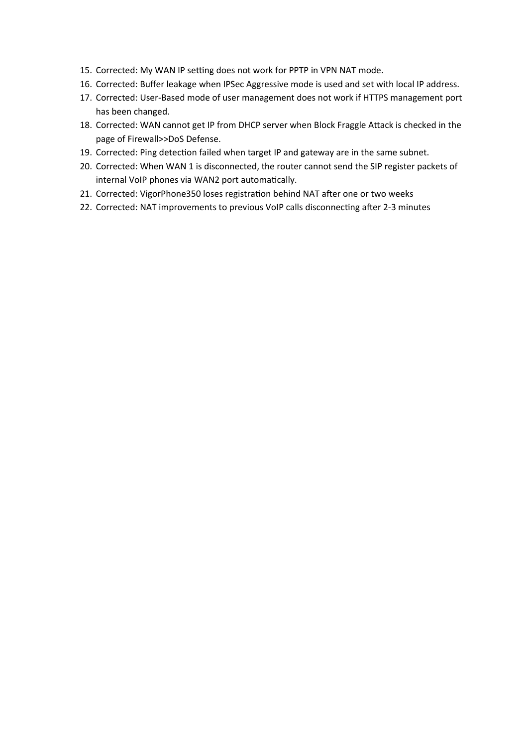15. Corrected: My WAN IP setting does not work for PPTP in VPN NAT mode.
16. Corrected: Buffer leakage when IPSec Aggressive mode is used and set with local IP address.
17. Corrected: User-Based mode of user management does not work if HTTPS management port has been changed.
18. Corrected: WAN cannot get IP from DHCP server when Block Fraggle Attack is checked in the page of Firewall>>DoS Defense.
19. Corrected: Ping detection failed when target IP and gateway are in the same subnet.
20. Corrected: When WAN 1 is disconnected, the router cannot send the SIP register packets of internal VoIP phones via WAN2 port automatically.
21. Corrected: VigorPhone350 loses registration behind NAT after one or two weeks
22. Corrected: NAT improvements to previous VoIP calls disconnecting after 2-3 minutes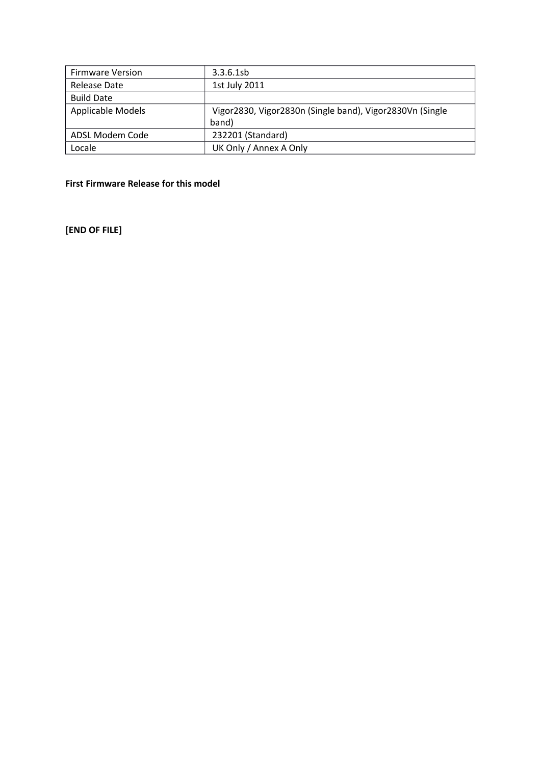| | |
|---|---|
| Firmware Version | 3.3.6.1sb |
| Release Date | 1st July 2011 |
| Build Date | |
| Applicable Models | Vigor2830, Vigor2830n (Single band), Vigor2830Vn (Single band) |
| ADSL Modem Code | 232201 (Standard) |
| Locale | UK Only / Annex A Only |

**First Firmware Release for this model**

**[END OF FILE]**